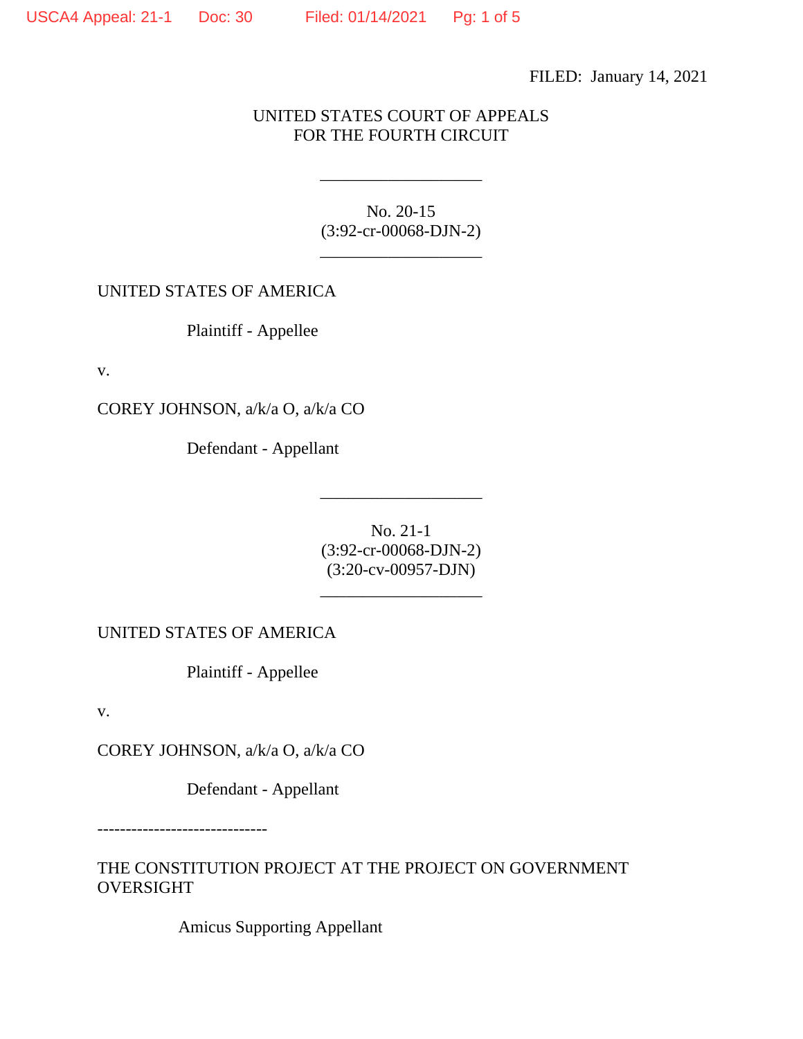FILED: January 14, 2021

UNITED STATES COURT OF APPEALS
FOR THE FOURTH CIRCUIT

---

No. 20-15
(3:92-cr-00068-DJN-2)

---

UNITED STATES OF AMERICA

Plaintiff - Appellee

v.

COREY JOHNSON, a/k/a O, a/k/a CO

Defendant - Appellant

---

No. 21-1
(3:92-cr-00068-DJN-2)
(3:20-cv-00957-DJN)

---

UNITED STATES OF AMERICA

Plaintiff - Appellee

v.

COREY JOHNSON, a/k/a O, a/k/a CO

Defendant - Appellant

------------------------------

THE CONSTITUTION PROJECT AT THE PROJECT ON GOVERNMENT OVERSIGHT

Amicus Supporting Appellant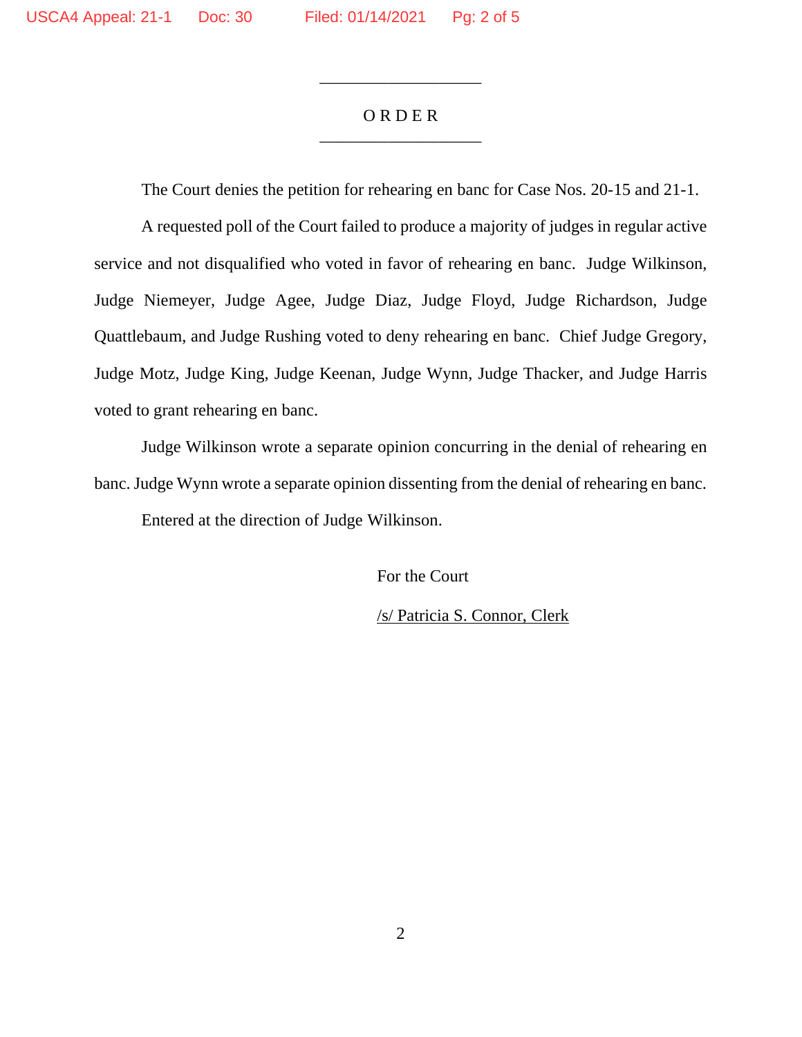# ORDER

The Court denies the petition for rehearing en banc for Case Nos. 20-15 and 21-1.

A requested poll of the Court failed to produce a majority of judges in regular active service and not disqualified who voted in favor of rehearing en banc. Judge Wilkinson, Judge Niemeyer, Judge Agee, Judge Diaz, Judge Floyd, Judge Richardson, Judge Quattlebaum, and Judge Rushing voted to deny rehearing en banc. Chief Judge Gregory, Judge Motz, Judge King, Judge Keenan, Judge Wynn, Judge Thacker, and Judge Harris voted to grant rehearing en banc.

Judge Wilkinson wrote a separate opinion concurring in the denial of rehearing en banc. Judge Wynn wrote a separate opinion dissenting from the denial of rehearing en banc.

Entered at the direction of Judge Wilkinson.

For the Court

/s/ Patricia S. Connor, Clerk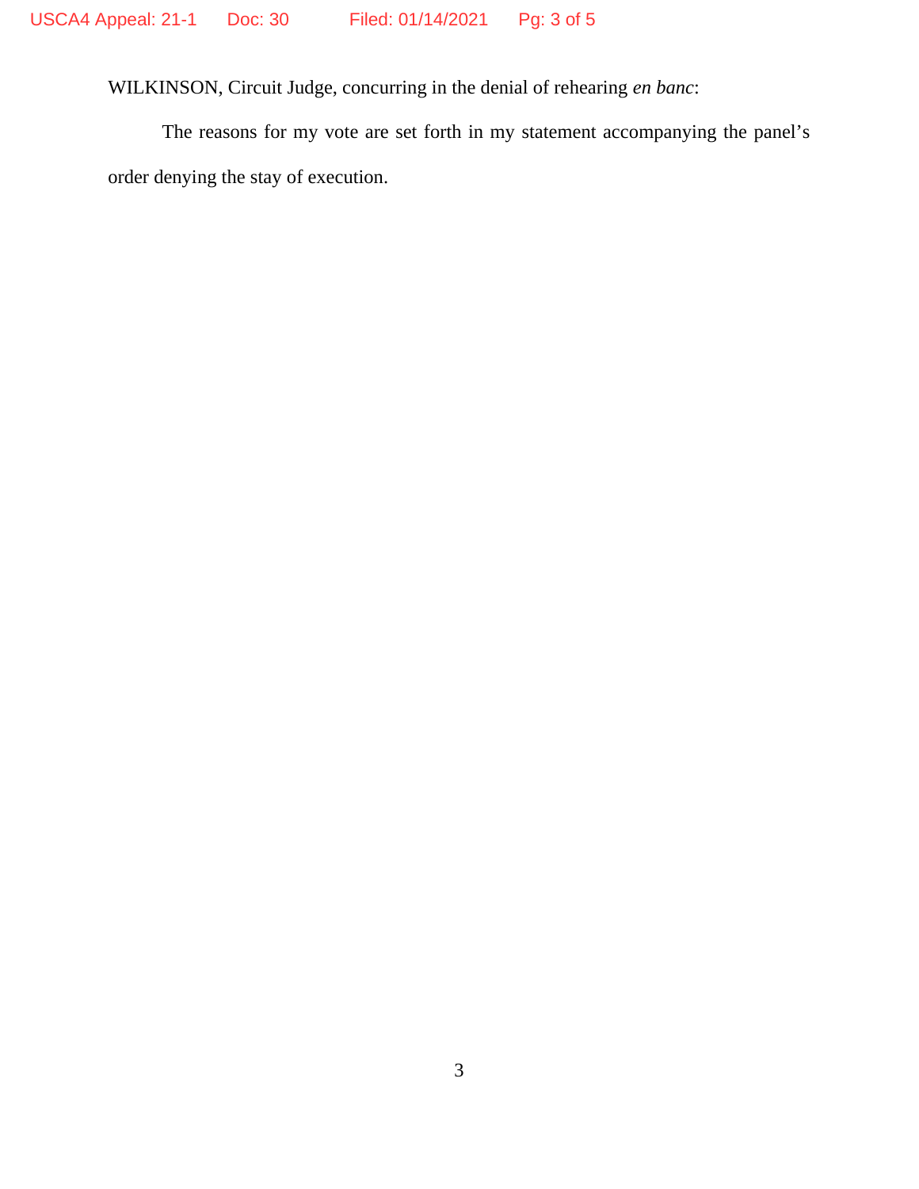WILKINSON, Circuit Judge, concurring in the denial of rehearing *en banc*:

The reasons for my vote are set forth in my statement accompanying the panel's order denying the stay of execution.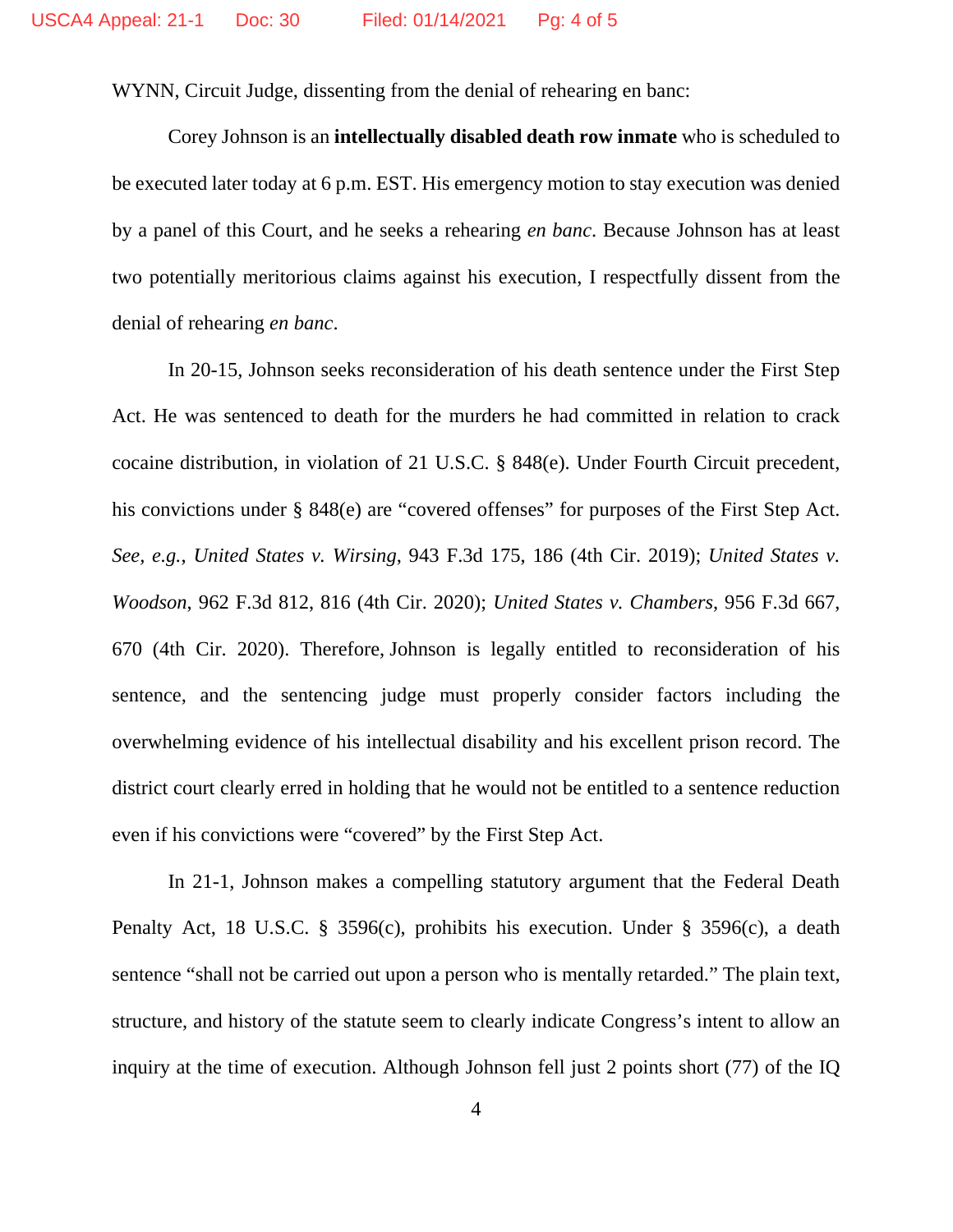WYNN, Circuit Judge, dissenting from the denial of rehearing en banc:

Corey Johnson is an **intellectually disabled death row inmate** who is scheduled to be executed later today at 6 p.m. EST. His emergency motion to stay execution was denied by a panel of this Court, and he seeks a rehearing *en banc*. Because Johnson has at least two potentially meritorious claims against his execution, I respectfully dissent from the denial of rehearing *en banc*.

In 20-15, Johnson seeks reconsideration of his death sentence under the First Step Act. He was sentenced to death for the murders he had committed in relation to crack cocaine distribution, in violation of 21 U.S.C. § 848(e). Under Fourth Circuit precedent, his convictions under § 848(e) are "covered offenses" for purposes of the First Step Act. *See, e.g.*, *United States v. Wirsing*, 943 F.3d 175, 186 (4th Cir. 2019); *United States v. Woodson*, 962 F.3d 812, 816 (4th Cir. 2020); *United States v. Chambers*, 956 F.3d 667, 670 (4th Cir. 2020). Therefore, Johnson is legally entitled to reconsideration of his sentence, and the sentencing judge must properly consider factors including the overwhelming evidence of his intellectual disability and his excellent prison record. The district court clearly erred in holding that he would not be entitled to a sentence reduction even if his convictions were "covered" by the First Step Act.

In 21-1, Johnson makes a compelling statutory argument that the Federal Death Penalty Act, 18 U.S.C. § 3596(c), prohibits his execution. Under § 3596(c), a death sentence "shall not be carried out upon a person who is mentally retarded." The plain text, structure, and history of the statute seem to clearly indicate Congress's intent to allow an inquiry at the time of execution. Although Johnson fell just 2 points short (77) of the IQ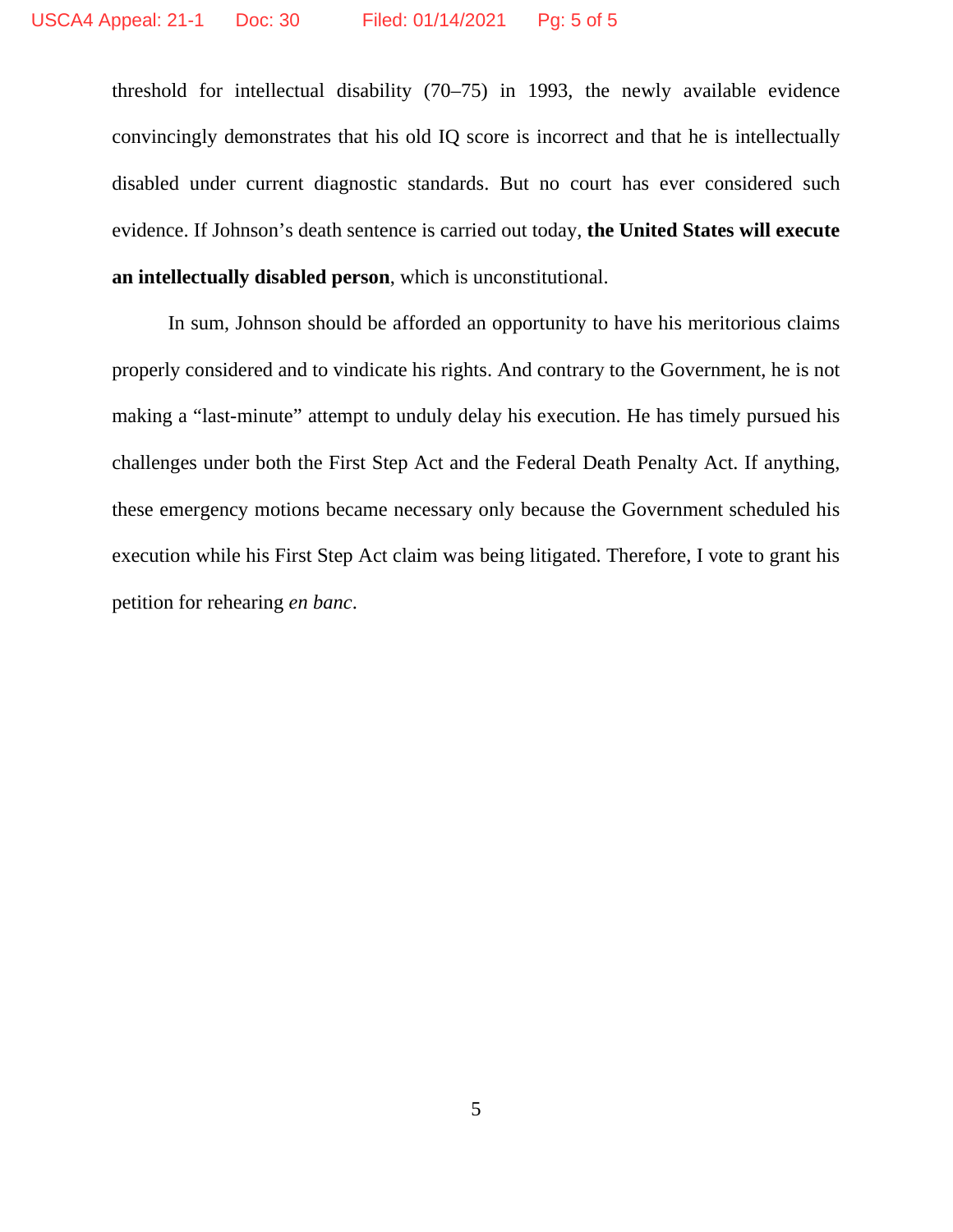threshold for intellectual disability (70–75) in 1993, the newly available evidence convincingly demonstrates that his old IQ score is incorrect and that he is intellectually disabled under current diagnostic standards. But no court has ever considered such evidence. If Johnson's death sentence is carried out today, **the United States will execute an intellectually disabled person**, which is unconstitutional.

In sum, Johnson should be afforded an opportunity to have his meritorious claims properly considered and to vindicate his rights. And contrary to the Government, he is not making a "last-minute" attempt to unduly delay his execution. He has timely pursued his challenges under both the First Step Act and the Federal Death Penalty Act. If anything, these emergency motions became necessary only because the Government scheduled his execution while his First Step Act claim was being litigated. Therefore, I vote to grant his petition for rehearing *en banc*.